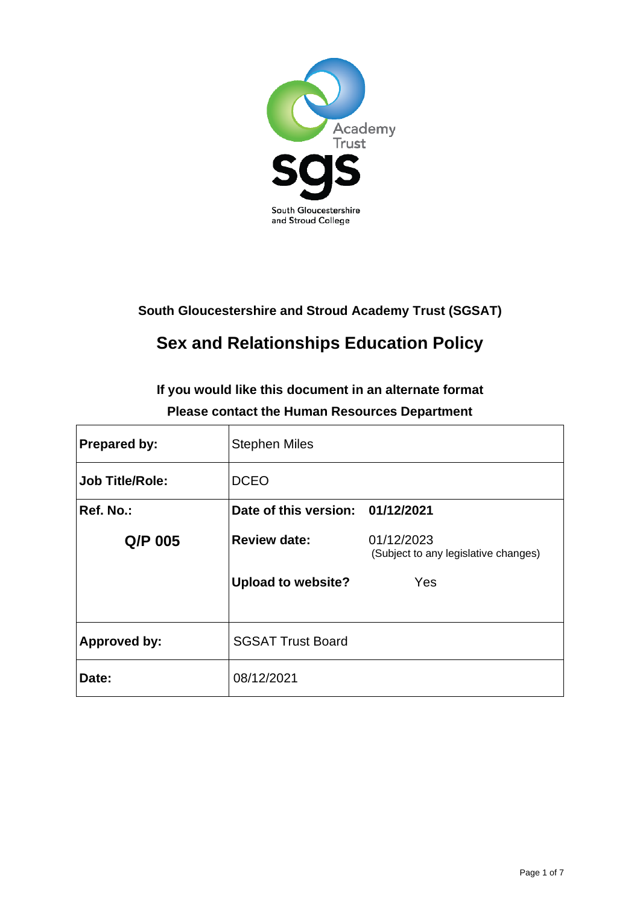Academy Trust

sgs

South Gloucestershire and Stroud College

**South Gloucestershire and Stroud Academy Trust (SGSAT)**

# Sex and Relationships Education Policy

**If you would like this document in an alternate format**

**Please contact the Human Resources Department**

| **Prepared by:** | Stephen Miles | |
|---|---|---|
| **Job Title/Role:** | DCEO | |
| **Ref. No.:** | **Date of this version:** | **01/12/2021** |
| **Q/P 005** | **Review date:** | 01/12/2023 (Subject to any legislative changes) |
| | **Upload to website?** | Yes |
| **Approved by:** | SGSAT Trust Board | |
| **Date:** | 08/12/2021 | |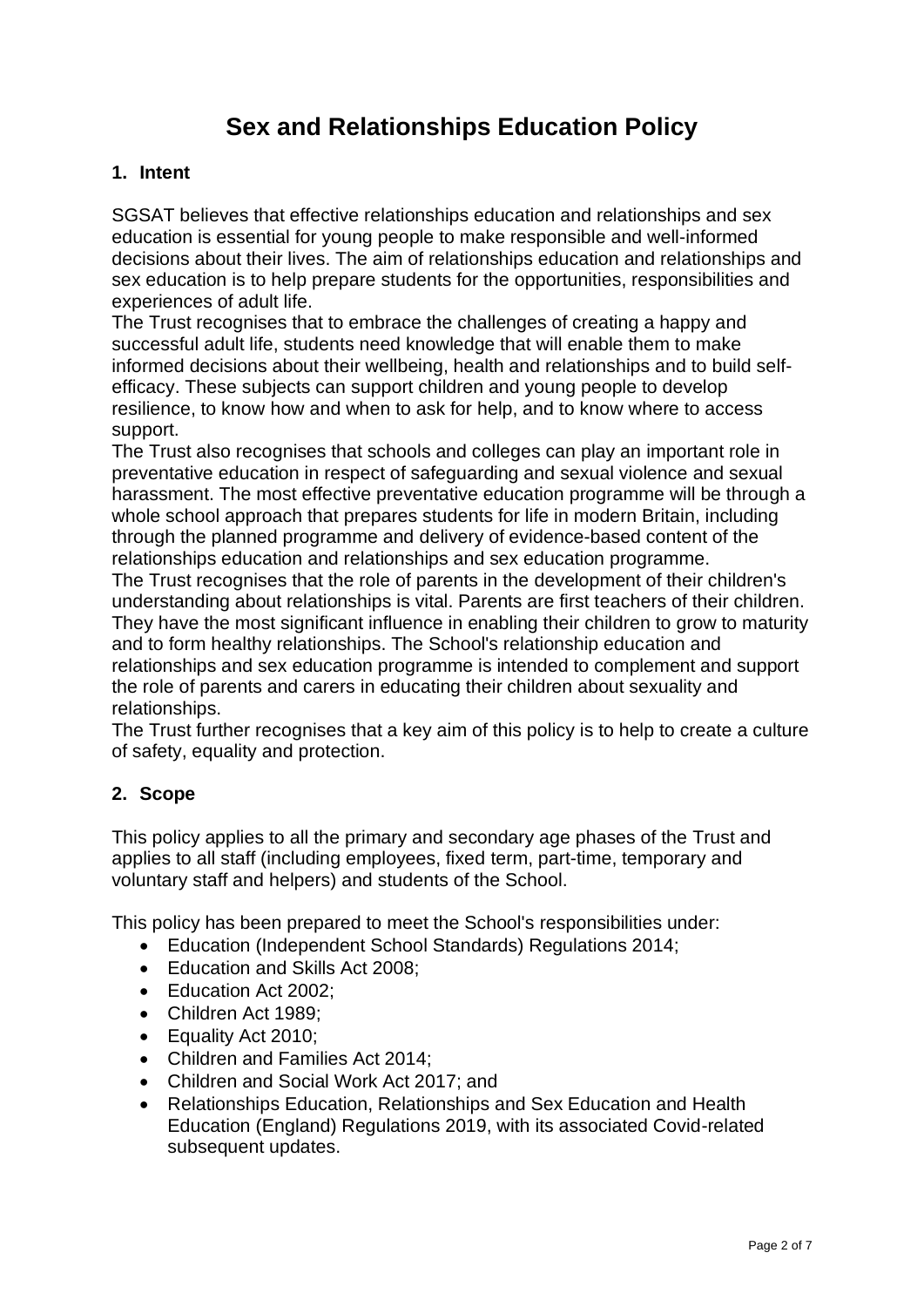# Sex and Relationships Education Policy

## 1. Intent

SGSAT believes that effective relationships education and relationships and sex education is essential for young people to make responsible and well-informed decisions about their lives. The aim of relationships education and relationships and sex education is to help prepare students for the opportunities, responsibilities and experiences of adult life.

The Trust recognises that to embrace the challenges of creating a happy and successful adult life, students need knowledge that will enable them to make informed decisions about their wellbeing, health and relationships and to build self-efficacy. These subjects can support children and young people to develop resilience, to know how and when to ask for help, and to know where to access support.

The Trust also recognises that schools and colleges can play an important role in preventative education in respect of safeguarding and sexual violence and sexual harassment. The most effective preventative education programme will be through a whole school approach that prepares students for life in modern Britain, including through the planned programme and delivery of evidence-based content of the relationships education and relationships and sex education programme.

The Trust recognises that the role of parents in the development of their children's understanding about relationships is vital. Parents are first teachers of their children. They have the most significant influence in enabling their children to grow to maturity and to form healthy relationships. The School's relationship education and relationships and sex education programme is intended to complement and support the role of parents and carers in educating their children about sexuality and relationships.

The Trust further recognises that a key aim of this policy is to help to create a culture of safety, equality and protection.

## 2. Scope

This policy applies to all the primary and secondary age phases of the Trust and applies to all staff (including employees, fixed term, part-time, temporary and voluntary staff and helpers) and students of the School.

This policy has been prepared to meet the School's responsibilities under:

- Education (Independent School Standards) Regulations 2014;
- Education and Skills Act 2008;
- Education Act 2002;
- Children Act 1989;
- Equality Act 2010;
- Children and Families Act 2014;
- Children and Social Work Act 2017; and
- Relationships Education, Relationships and Sex Education and Health Education (England) Regulations 2019, with its associated Covid-related subsequent updates.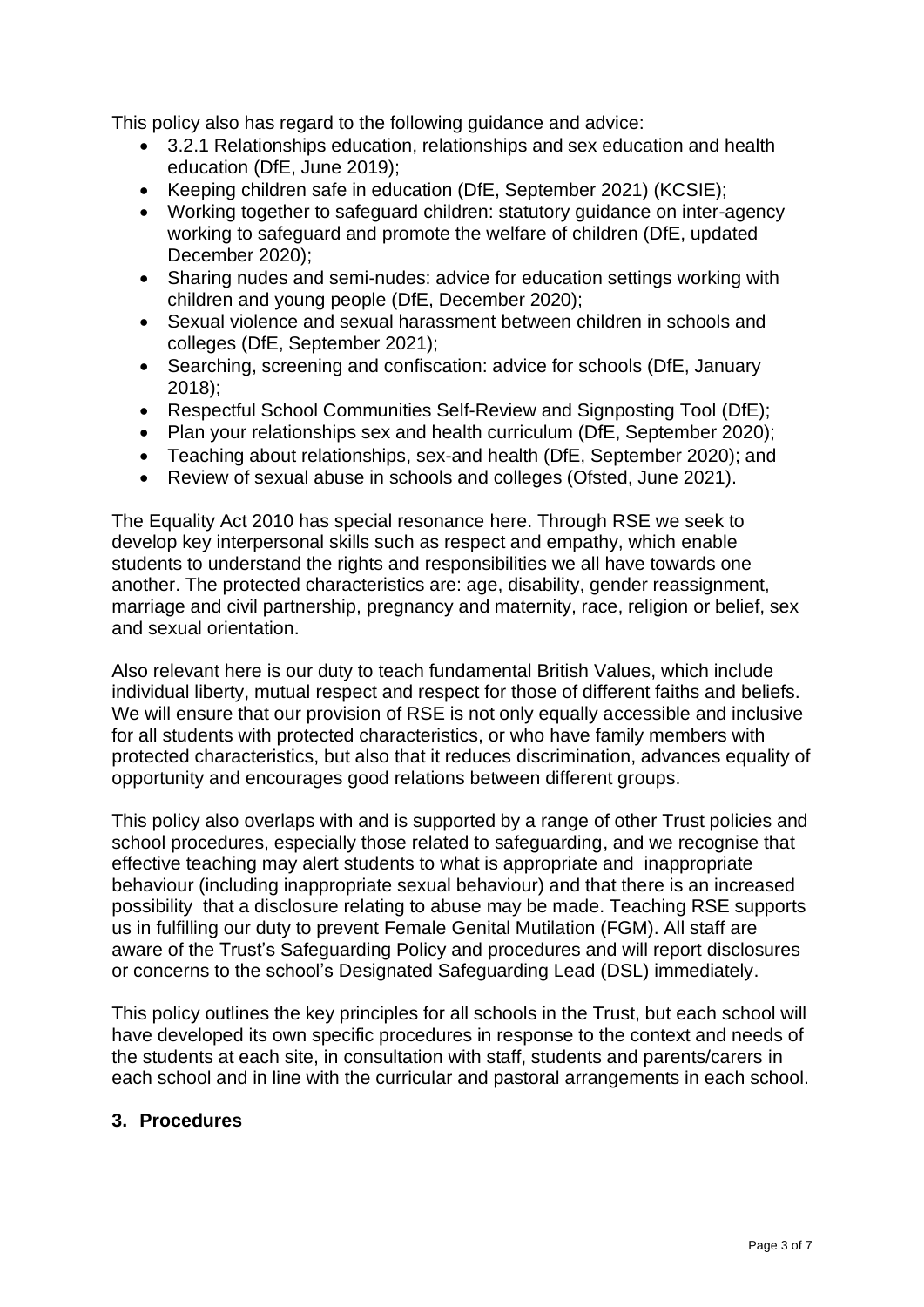This policy also has regard to the following guidance and advice:

- 3.2.1 Relationships education, relationships and sex education and health education (DfE, June 2019);
- Keeping children safe in education (DfE, September 2021) (KCSIE);
- Working together to safeguard children: statutory guidance on inter-agency working to safeguard and promote the welfare of children (DfE, updated December 2020);
- Sharing nudes and semi-nudes: advice for education settings working with children and young people (DfE, December 2020);
- Sexual violence and sexual harassment between children in schools and colleges (DfE, September 2021);
- Searching, screening and confiscation: advice for schools (DfE, January 2018);
- Respectful School Communities Self-Review and Signposting Tool (DfE);
- Plan your relationships sex and health curriculum (DfE, September 2020);
- Teaching about relationships, sex-and health (DfE, September 2020); and
- Review of sexual abuse in schools and colleges (Ofsted, June 2021).

The Equality Act 2010 has special resonance here. Through RSE we seek to develop key interpersonal skills such as respect and empathy, which enable students to understand the rights and responsibilities we all have towards one another. The protected characteristics are: age, disability, gender reassignment, marriage and civil partnership, pregnancy and maternity, race, religion or belief, sex and sexual orientation.

Also relevant here is our duty to teach fundamental British Values, which include individual liberty, mutual respect and respect for those of different faiths and beliefs. We will ensure that our provision of RSE is not only equally accessible and inclusive for all students with protected characteristics, or who have family members with protected characteristics, but also that it reduces discrimination, advances equality of opportunity and encourages good relations between different groups.

This policy also overlaps with and is supported by a range of other Trust policies and school procedures, especially those related to safeguarding, and we recognise that effective teaching may alert students to what is appropriate and inappropriate behaviour (including inappropriate sexual behaviour) and that there is an increased possibility that a disclosure relating to abuse may be made. Teaching RSE supports us in fulfilling our duty to prevent Female Genital Mutilation (FGM). All staff are aware of the Trust's Safeguarding Policy and procedures and will report disclosures or concerns to the school's Designated Safeguarding Lead (DSL) immediately.

This policy outlines the key principles for all schools in the Trust, but each school will have developed its own specific procedures in response to the context and needs of the students at each site, in consultation with staff, students and parents/carers in each school and in line with the curricular and pastoral arrangements in each school.

## 3. Procedures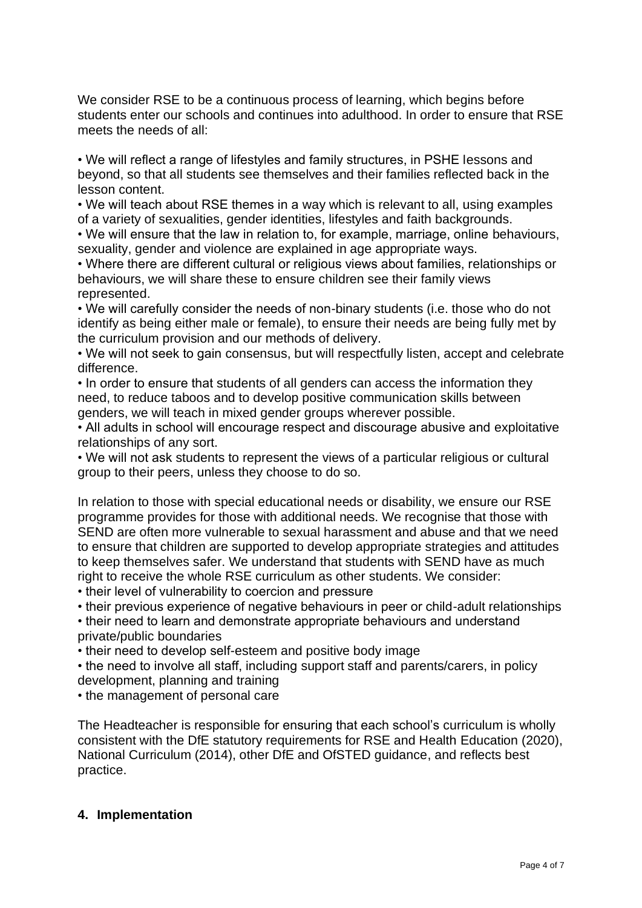We consider RSE to be a continuous process of learning, which begins before students enter our schools and continues into adulthood. In order to ensure that RSE meets the needs of all:

- We will reflect a range of lifestyles and family structures, in PSHE lessons and beyond, so that all students see themselves and their families reflected back in the lesson content.
- We will teach about RSE themes in a way which is relevant to all, using examples of a variety of sexualities, gender identities, lifestyles and faith backgrounds.
- We will ensure that the law in relation to, for example, marriage, online behaviours, sexuality, gender and violence are explained in age appropriate ways.
- Where there are different cultural or religious views about families, relationships or behaviours, we will share these to ensure children see their family views represented.
- We will carefully consider the needs of non-binary students (i.e. those who do not identify as being either male or female), to ensure their needs are being fully met by the curriculum provision and our methods of delivery.
- We will not seek to gain consensus, but will respectfully listen, accept and celebrate difference.
- In order to ensure that students of all genders can access the information they need, to reduce taboos and to develop positive communication skills between genders, we will teach in mixed gender groups wherever possible.
- All adults in school will encourage respect and discourage abusive and exploitative relationships of any sort.
- We will not ask students to represent the views of a particular religious or cultural group to their peers, unless they choose to do so.

In relation to those with special educational needs or disability, we ensure our RSE programme provides for those with additional needs. We recognise that those with SEND are often more vulnerable to sexual harassment and abuse and that we need to ensure that children are supported to develop appropriate strategies and attitudes to keep themselves safer. We understand that students with SEND have as much right to receive the whole RSE curriculum as other students. We consider:

- their level of vulnerability to coercion and pressure
- their previous experience of negative behaviours in peer or child-adult relationships
- their need to learn and demonstrate appropriate behaviours and understand private/public boundaries
- their need to develop self-esteem and positive body image
- the need to involve all staff, including support staff and parents/carers, in policy development, planning and training
- the management of personal care

The Headteacher is responsible for ensuring that each school's curriculum is wholly consistent with the DfE statutory requirements for RSE and Health Education (2020), National Curriculum (2014), other DfE and OfSTED guidance, and reflects best practice.

## 4. Implementation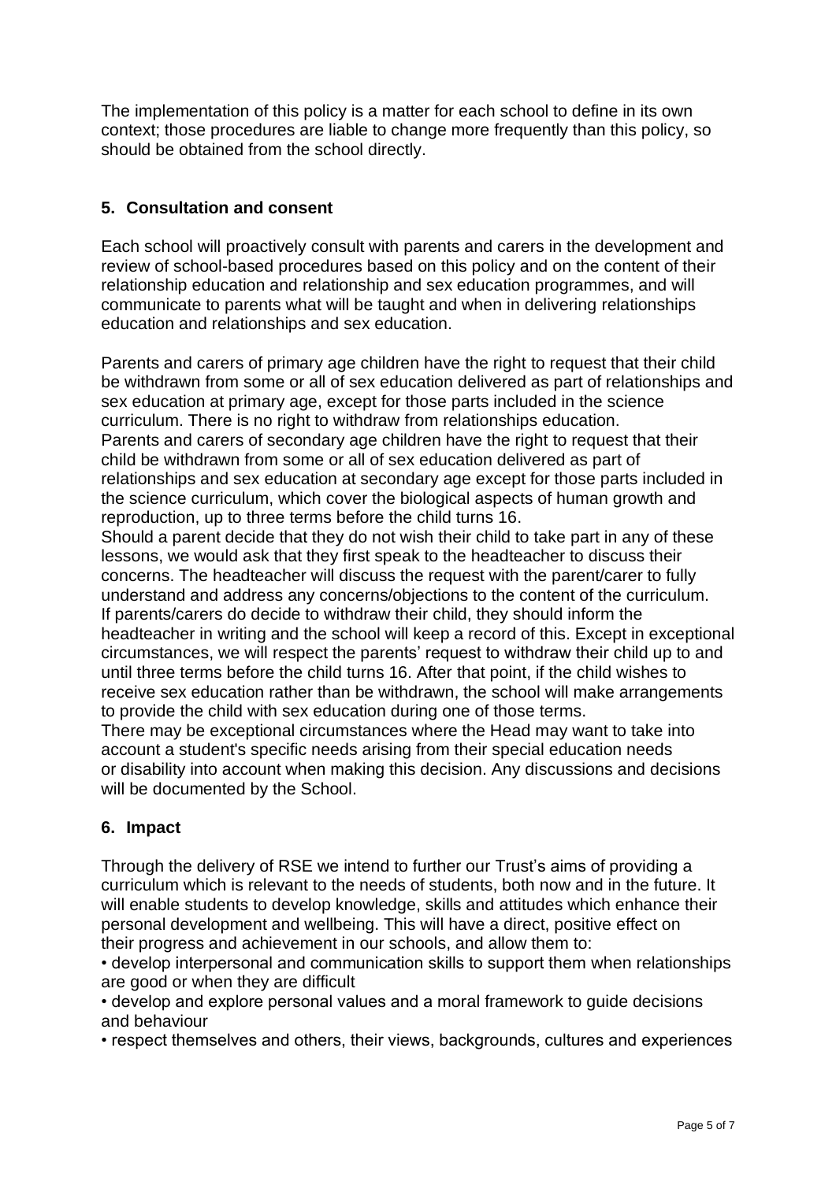The implementation of this policy is a matter for each school to define in its own context; those procedures are liable to change more frequently than this policy, so should be obtained from the school directly.

## 5. Consultation and consent

Each school will proactively consult with parents and carers in the development and review of school-based procedures based on this policy and on the content of their relationship education and relationship and sex education programmes, and will communicate to parents what will be taught and when in delivering relationships education and relationships and sex education.

Parents and carers of primary age children have the right to request that their child be withdrawn from some or all of sex education delivered as part of relationships and sex education at primary age, except for those parts included in the science curriculum. There is no right to withdraw from relationships education.
Parents and carers of secondary age children have the right to request that their child be withdrawn from some or all of sex education delivered as part of relationships and sex education at secondary age except for those parts included in the science curriculum, which cover the biological aspects of human growth and reproduction, up to three terms before the child turns 16.
Should a parent decide that they do not wish their child to take part in any of these lessons, we would ask that they first speak to the headteacher to discuss their concerns. The headteacher will discuss the request with the parent/carer to fully understand and address any concerns/objections to the content of the curriculum.
If parents/carers do decide to withdraw their child, they should inform the headteacher in writing and the school will keep a record of this. Except in exceptional circumstances, we will respect the parents' request to withdraw their child up to and until three terms before the child turns 16. After that point, if the child wishes to receive sex education rather than be withdrawn, the school will make arrangements to provide the child with sex education during one of those terms.
There may be exceptional circumstances where the Head may want to take into account a student's specific needs arising from their special education needs or disability into account when making this decision. Any discussions and decisions will be documented by the School.

## 6. Impact

Through the delivery of RSE we intend to further our Trust's aims of providing a curriculum which is relevant to the needs of students, both now and in the future. It will enable students to develop knowledge, skills and attitudes which enhance their personal development and wellbeing. This will have a direct, positive effect on their progress and achievement in our schools, and allow them to:

- develop interpersonal and communication skills to support them when relationships are good or when they are difficult
- develop and explore personal values and a moral framework to guide decisions and behaviour
- respect themselves and others, their views, backgrounds, cultures and experiences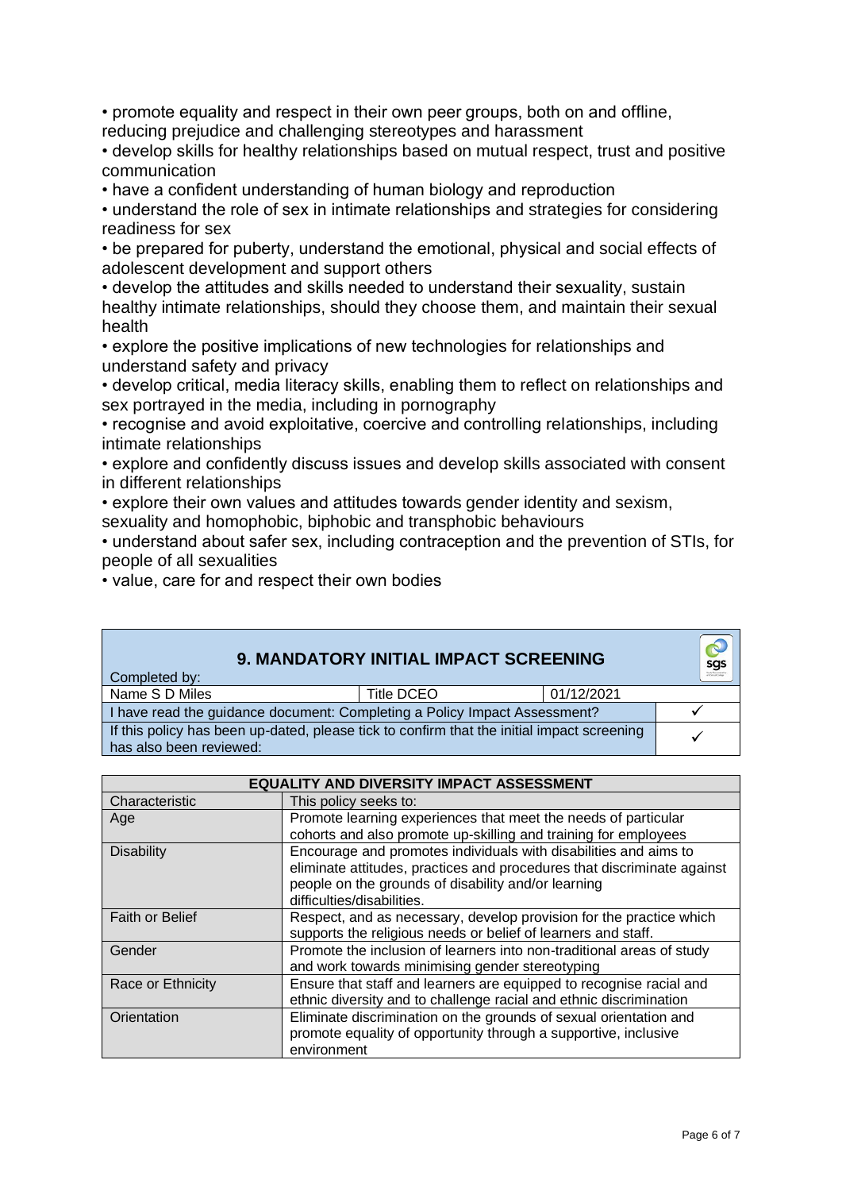- promote equality and respect in their own peer groups, both on and offline, reducing prejudice and challenging stereotypes and harassment
- develop skills for healthy relationships based on mutual respect, trust and positive communication
- have a confident understanding of human biology and reproduction
- understand the role of sex in intimate relationships and strategies for considering readiness for sex
- be prepared for puberty, understand the emotional, physical and social effects of adolescent development and support others
- develop the attitudes and skills needed to understand their sexuality, sustain healthy intimate relationships, should they choose them, and maintain their sexual health
- explore the positive implications of new technologies for relationships and understand safety and privacy
- develop critical, media literacy skills, enabling them to reflect on relationships and sex portrayed in the media, including in pornography
- recognise and avoid exploitative, coercive and controlling relationships, including intimate relationships
- explore and confidently discuss issues and develop skills associated with consent in different relationships
- explore their own values and attitudes towards gender identity and sexism, sexuality and homophobic, biphobic and transphobic behaviours
- understand about safer sex, including contraception and the prevention of STIs, for people of all sexualities
- value, care for and respect their own bodies

## 9. MANDATORY INITIAL IMPACT SCREENING

| Completed by: | | | |
|---|---|---|---|
| Name S D Miles | Title DCEO | 01/12/2021 | |
| I have read the guidance document: Completing a Policy Impact Assessment? | | | ✓ |
| If this policy has been up-dated, please tick to confirm that the initial impact screening has also been reviewed: | | | ✓ |

| EQUALITY AND DIVERSITY IMPACT ASSESSMENT | |
|---|---|
| Characteristic | This policy seeks to: |
| Age | Promote learning experiences that meet the needs of particular cohorts and also promote up-skilling and training for employees |
| Disability | Encourage and promotes individuals with disabilities and aims to eliminate attitudes, practices and procedures that discriminate against people on the grounds of disability and/or learning difficulties/disabilities. |
| Faith or Belief | Respect, and as necessary, develop provision for the practice which supports the religious needs or belief of learners and staff. |
| Gender | Promote the inclusion of learners into non-traditional areas of study and work towards minimising gender stereotyping |
| Race or Ethnicity | Ensure that staff and learners are equipped to recognise racial and ethnic diversity and to challenge racial and ethnic discrimination |
| Orientation | Eliminate discrimination on the grounds of sexual orientation and promote equality of opportunity through a supportive, inclusive environment |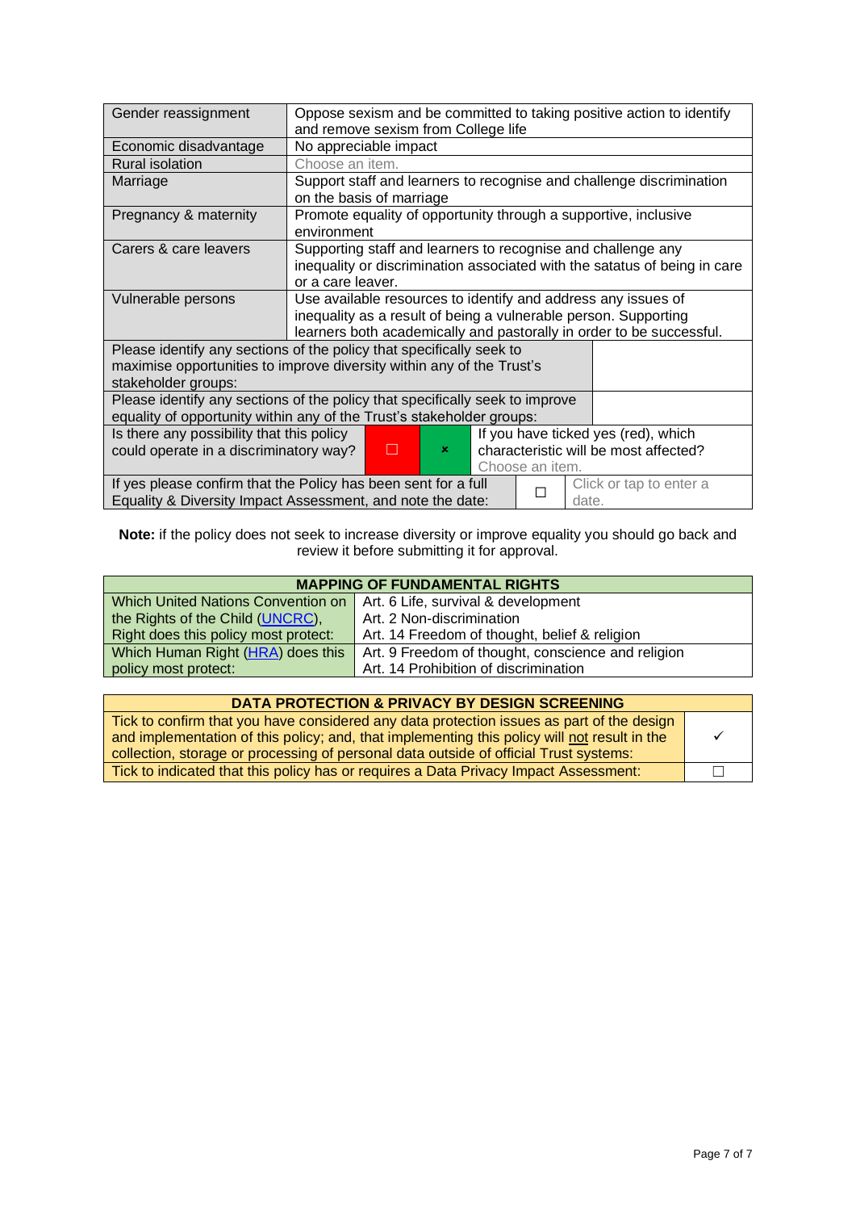| | |
|---|---|
| Gender reassignment | Oppose sexism and be committed to taking positive action to identify and remove sexism from College life |
| Economic disadvantage | No appreciable impact |
| Rural isolation | Choose an item. |
| Marriage | Support staff and learners to recognise and challenge discrimination on the basis of marriage |
| Pregnancy & maternity | Promote equality of opportunity through a supportive, inclusive environment |
| Carers & care leavers | Supporting staff and learners to recognise and challenge any inequality or discrimination associated with the satatus of being in care or a care leaver. |
| Vulnerable persons | Use available resources to identify and address any issues of inequality as a result of being a vulnerable person. Supporting learners both academically and pastorally in order to be successful. |

| | |
|---|---|
| Please identify any sections of the policy that specifically seek to maximise opportunities to improve diversity within any of the Trust's stakeholder groups: | |
| Please identify any sections of the policy that specifically seek to improve equality of opportunity within any of the Trust's stakeholder groups: | |

| | | | |
|---|---|---|---|
| Is there any possibility that this policy could operate in a discriminatory way? | ☐ | ☒ | If you have ticked yes (red), which characteristic will be most affected? Choose an item. |
| If yes please confirm that the Policy has been sent for a full Equality & Diversity Impact Assessment, and note the date: | ☐ | | Click or tap to enter a date. |

**Note:** if the policy does not seek to increase diversity or improve equality you should go back and review it before submitting it for approval.

| MAPPING OF FUNDAMENTAL RIGHTS | |
|---|---|
| Which United Nations Convention on the Rights of the Child (UNCRC), Right does this policy most protect: | Art. 6 Life, survival & development<br>Art. 2 Non-discrimination<br>Art. 14 Freedom of thought, belief & religion |
| Which Human Right (HRA) does this policy most protect: | Art. 9 Freedom of thought, conscience and religion<br>Art. 14 Prohibition of discrimination |

| DATA PROTECTION & PRIVACY BY DESIGN SCREENING | |
|---|---|
| Tick to confirm that you have considered any data protection issues as part of the design and implementation of this policy; and, that implementing this policy will not result in the collection, storage or processing of personal data outside of official Trust systems: | ✓ |
| Tick to indicated that this policy has or requires a Data Privacy Impact Assessment: | ☐ |